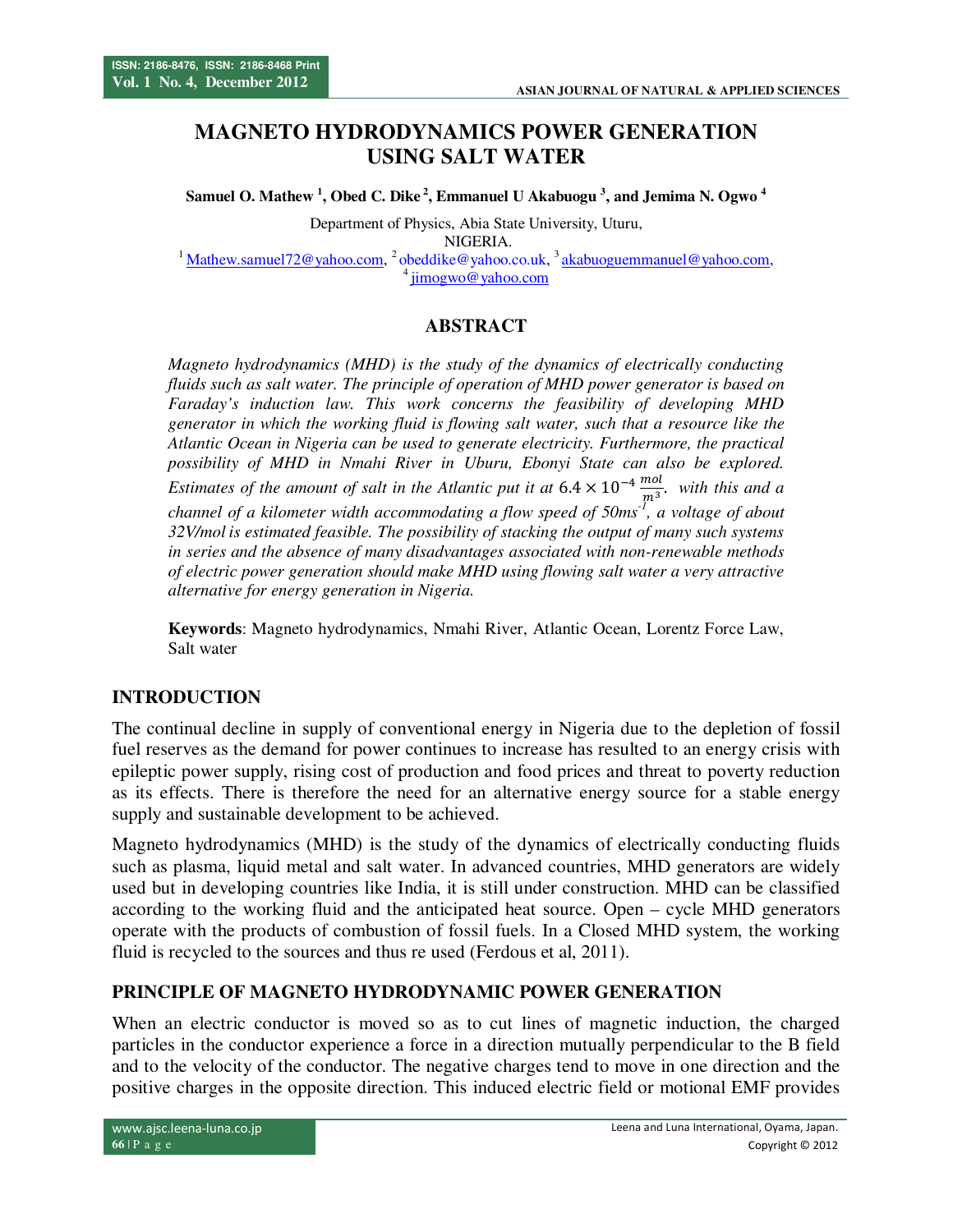# MAGNETO HYDRODYNAMICS POWER GENERATION USING SALT WATER

**Samuel O. Mathew [1], Obed C. Dike [2], Emmanuel U Akabuogu [3], and Jemima N. Ogwo [4]**

Department of Physics, Abia State University, Uturu,
NIGERIA.
[1] Mathew.samuel72@yahoo.com, [2] obeddike@yahoo.co.uk, [3] akabuoguemmanuel@yahoo.com,
[4] jimogwo@yahoo.com

## ABSTRACT

*Magneto hydrodynamics (MHD) is the study of the dynamics of electrically conducting fluids such as salt water. The principle of operation of MHD power generator is based on Faraday's induction law. This work concerns the feasibility of developing MHD generator in which the working fluid is flowing salt water, such that a resource like the Atlantic Ocean in Nigeria can be used to generate electricity. Furthermore, the practical possibility of MHD in Nmahi River in Uburu, Ebonyi State can also be explored. Estimates of the amount of salt in the Atlantic put it at* $6.4 \times 10^{-4}\,\frac{mol}{m^3}$*. with this and a channel of a kilometer width accommodating a flow speed of* $50ms^{-1}$*, a voltage of about 32V/mol is estimated feasible. The possibility of stacking the output of many such systems in series and the absence of many disadvantages associated with non-renewable methods of electric power generation should make MHD using flowing salt water a very attractive alternative for energy generation in Nigeria.*

**Keywords**: Magneto hydrodynamics, Nmahi River, Atlantic Ocean, Lorentz Force Law, Salt water

## INTRODUCTION

The continual decline in supply of conventional energy in Nigeria due to the depletion of fossil fuel reserves as the demand for power continues to increase has resulted to an energy crisis with epileptic power supply, rising cost of production and food prices and threat to poverty reduction as its effects. There is therefore the need for an alternative energy source for a stable energy supply and sustainable development to be achieved.

Magneto hydrodynamics (MHD) is the study of the dynamics of electrically conducting fluids such as plasma, liquid metal and salt water. In advanced countries, MHD generators are widely used but in developing countries like India, it is still under construction. MHD can be classified according to the working fluid and the anticipated heat source. Open – cycle MHD generators operate with the products of combustion of fossil fuels. In a Closed MHD system, the working fluid is recycled to the sources and thus re used (Ferdous et al, 2011).

## PRINCIPLE OF MAGNETO HYDRODYNAMIC POWER GENERATION

When an electric conductor is moved so as to cut lines of magnetic induction, the charged particles in the conductor experience a force in a direction mutually perpendicular to the B field and to the velocity of the conductor. The negative charges tend to move in one direction and the positive charges in the opposite direction. This induced electric field or motional EMF provides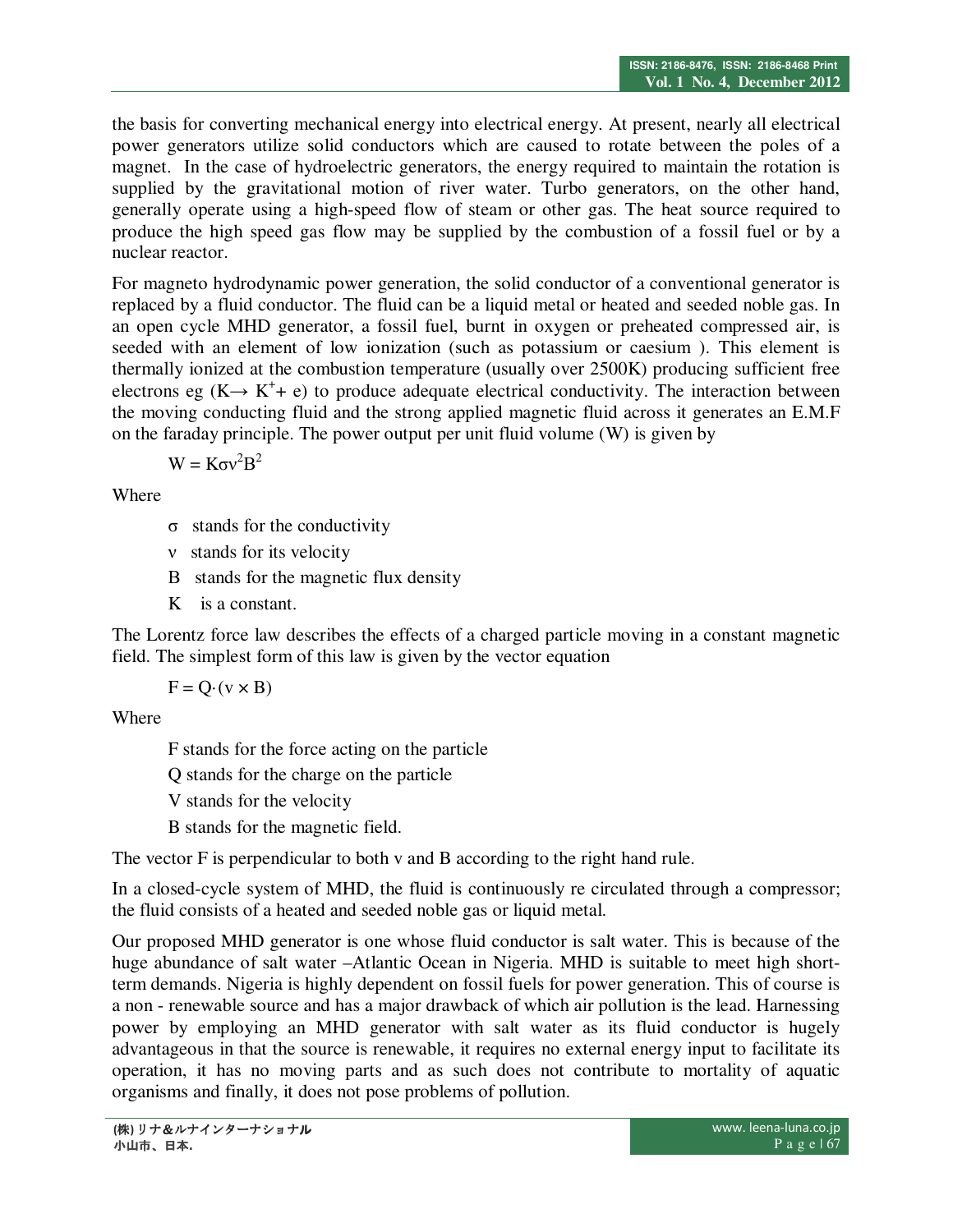the basis for converting mechanical energy into electrical energy. At present, nearly all electrical power generators utilize solid conductors which are caused to rotate between the poles of a magnet. In the case of hydroelectric generators, the energy required to maintain the rotation is supplied by the gravitational motion of river water. Turbo generators, on the other hand, generally operate using a high-speed flow of steam or other gas. The heat source required to produce the high speed gas flow may be supplied by the combustion of a fossil fuel or by a nuclear reactor.

For magneto hydrodynamic power generation, the solid conductor of a conventional generator is replaced by a fluid conductor. The fluid can be a liquid metal or heated and seeded noble gas. In an open cycle MHD generator, a fossil fuel, burnt in oxygen or preheated compressed air, is seeded with an element of low ionization (such as potassium or caesium ). This element is thermally ionized at the combustion temperature (usually over 2500K) producing sufficient free electrons eg ($K \rightarrow K^{+} + e$) to produce adequate electrical conductivity. The interaction between the moving conducting fluid and the strong applied magnetic fluid across it generates an E.M.F on the faraday principle. The power output per unit fluid volume (W) is given by

$$W = K\sigma v^2 B^2$$

Where

- $\sigma$ stands for the conductivity
- $v$ stands for its velocity
- B stands for the magnetic flux density
- K is a constant.

The Lorentz force law describes the effects of a charged particle moving in a constant magnetic field. The simplest form of this law is given by the vector equation

$$F = Q \cdot (v \times B)$$

Where

- F stands for the force acting on the particle
- Q stands for the charge on the particle
- V stands for the velocity
- B stands for the magnetic field.

The vector F is perpendicular to both v and B according to the right hand rule.

In a closed-cycle system of MHD, the fluid is continuously re circulated through a compressor; the fluid consists of a heated and seeded noble gas or liquid metal.

Our proposed MHD generator is one whose fluid conductor is salt water. This is because of the huge abundance of salt water –Atlantic Ocean in Nigeria. MHD is suitable to meet high short-term demands. Nigeria is highly dependent on fossil fuels for power generation. This of course is a non - renewable source and has a major drawback of which air pollution is the lead. Harnessing power by employing an MHD generator with salt water as its fluid conductor is hugely advantageous in that the source is renewable, it requires no external energy input to facilitate its operation, it has no moving parts and as such does not contribute to mortality of aquatic organisms and finally, it does not pose problems of pollution.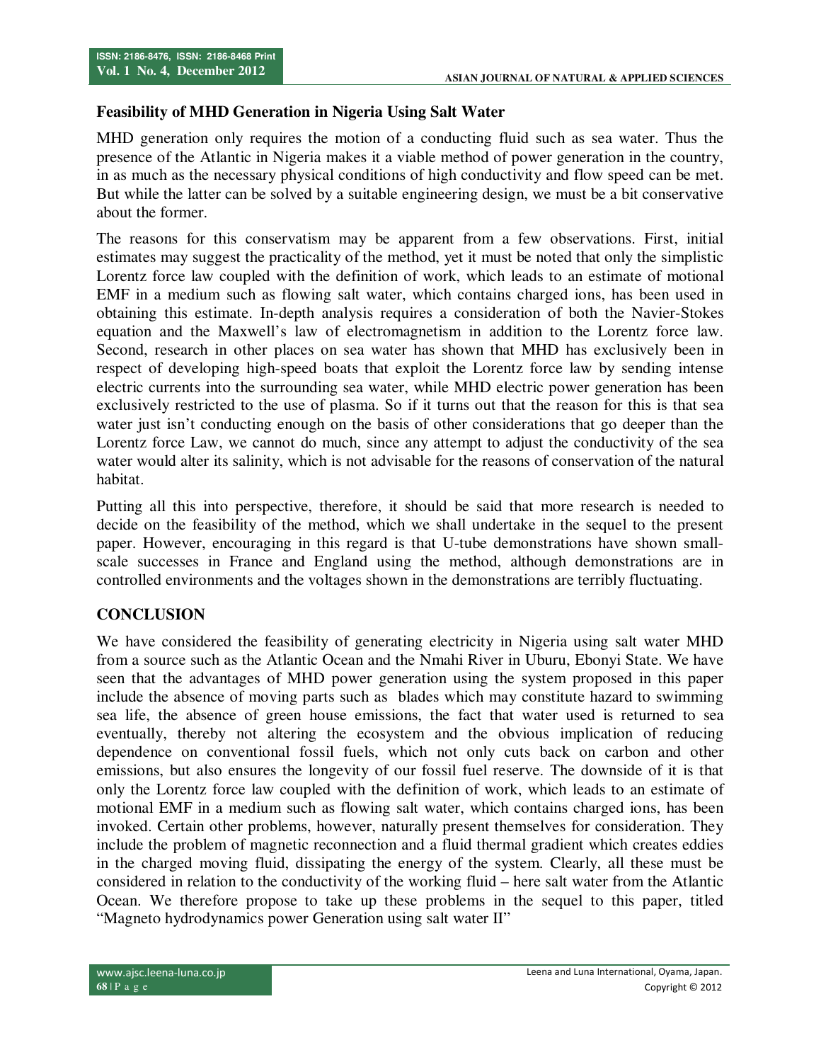## Feasibility of MHD Generation in Nigeria Using Salt Water

MHD generation only requires the motion of a conducting fluid such as sea water. Thus the presence of the Atlantic in Nigeria makes it a viable method of power generation in the country, in as much as the necessary physical conditions of high conductivity and flow speed can be met. But while the latter can be solved by a suitable engineering design, we must be a bit conservative about the former.

The reasons for this conservatism may be apparent from a few observations. First, initial estimates may suggest the practicality of the method, yet it must be noted that only the simplistic Lorentz force law coupled with the definition of work, which leads to an estimate of motional EMF in a medium such as flowing salt water, which contains charged ions, has been used in obtaining this estimate. In-depth analysis requires a consideration of both the Navier-Stokes equation and the Maxwell's law of electromagnetism in addition to the Lorentz force law. Second, research in other places on sea water has shown that MHD has exclusively been in respect of developing high-speed boats that exploit the Lorentz force law by sending intense electric currents into the surrounding sea water, while MHD electric power generation has been exclusively restricted to the use of plasma. So if it turns out that the reason for this is that sea water just isn't conducting enough on the basis of other considerations that go deeper than the Lorentz force Law, we cannot do much, since any attempt to adjust the conductivity of the sea water would alter its salinity, which is not advisable for the reasons of conservation of the natural habitat.

Putting all this into perspective, therefore, it should be said that more research is needed to decide on the feasibility of the method, which we shall undertake in the sequel to the present paper. However, encouraging in this regard is that U-tube demonstrations have shown small-scale successes in France and England using the method, although demonstrations are in controlled environments and the voltages shown in the demonstrations are terribly fluctuating.

## CONCLUSION

We have considered the feasibility of generating electricity in Nigeria using salt water MHD from a source such as the Atlantic Ocean and the Nmahi River in Uburu, Ebonyi State. We have seen that the advantages of MHD power generation using the system proposed in this paper include the absence of moving parts such as blades which may constitute hazard to swimming sea life, the absence of green house emissions, the fact that water used is returned to sea eventually, thereby not altering the ecosystem and the obvious implication of reducing dependence on conventional fossil fuels, which not only cuts back on carbon and other emissions, but also ensures the longevity of our fossil fuel reserve. The downside of it is that only the Lorentz force law coupled with the definition of work, which leads to an estimate of motional EMF in a medium such as flowing salt water, which contains charged ions, has been invoked. Certain other problems, however, naturally present themselves for consideration. They include the problem of magnetic reconnection and a fluid thermal gradient which creates eddies in the charged moving fluid, dissipating the energy of the system. Clearly, all these must be considered in relation to the conductivity of the working fluid – here salt water from the Atlantic Ocean. We therefore propose to take up these problems in the sequel to this paper, titled "Magneto hydrodynamics power Generation using salt water II"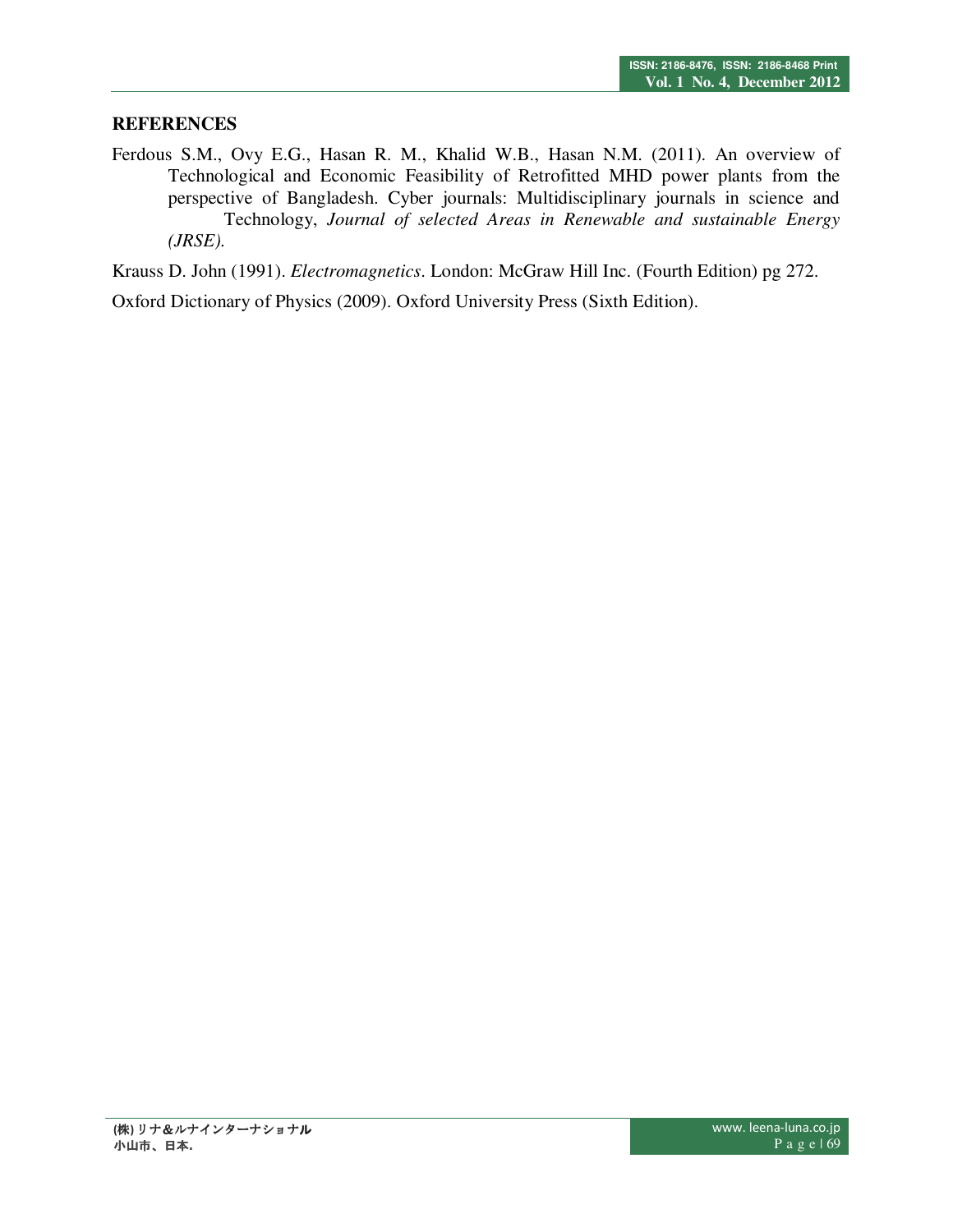## REFERENCES

Ferdous S.M., Ovy E.G., Hasan R. M., Khalid W.B., Hasan N.M. (2011). An overview of Technological and Economic Feasibility of Retrofitted MHD power plants from the perspective of Bangladesh. Cyber journals: Multidisciplinary journals in science and Technology, *Journal of selected Areas in Renewable and sustainable Energy (JRSE).*

Krauss D. John (1991). *Electromagnetics*. London: McGraw Hill Inc. (Fourth Edition) pg 272.

Oxford Dictionary of Physics (2009). Oxford University Press (Sixth Edition).